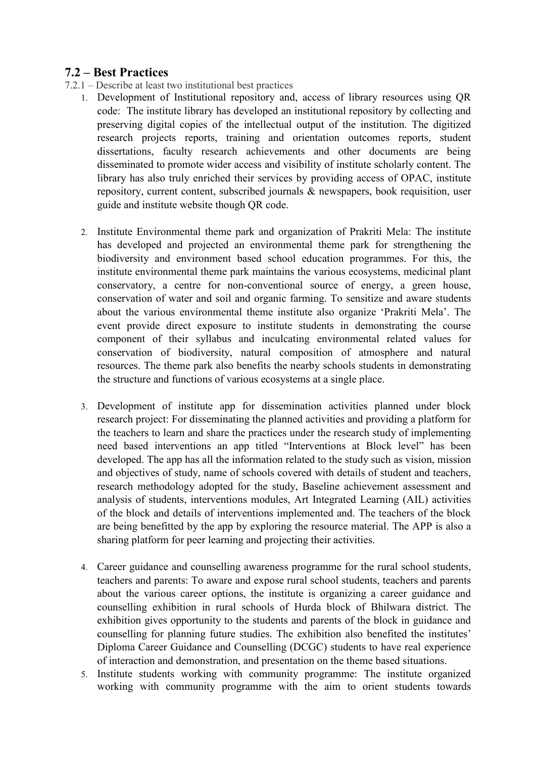## 7.2 – Best Practices

7.2.1 – Describe at least two institutional best practices

1. Development of Institutional repository and, access of library resources using QR code: The institute library has developed an institutional repository by collecting and preserving digital copies of the intellectual output of the institution. The digitized research projects reports, training and orientation outcomes reports, student dissertations, faculty research achievements and other documents are being disseminated to promote wider access and visibility of institute scholarly content. The library has also truly enriched their services by providing access of OPAC, institute repository, current content, subscribed journals & newspapers, book requisition, user guide and institute website though QR code.

2. Institute Environmental theme park and organization of Prakriti Mela: The institute has developed and projected an environmental theme park for strengthening the biodiversity and environment based school education programmes. For this, the institute environmental theme park maintains the various ecosystems, medicinal plant conservatory, a centre for non-conventional source of energy, a green house, conservation of water and soil and organic farming. To sensitize and aware students about the various environmental theme institute also organize 'Prakriti Mela'. The event provide direct exposure to institute students in demonstrating the course component of their syllabus and inculcating environmental related values for conservation of biodiversity, natural composition of atmosphere and natural resources. The theme park also benefits the nearby schools students in demonstrating the structure and functions of various ecosystems at a single place.

3. Development of institute app for dissemination activities planned under block research project: For disseminating the planned activities and providing a platform for the teachers to learn and share the practices under the research study of implementing need based interventions an app titled "Interventions at Block level" has been developed. The app has all the information related to the study such as vision, mission and objectives of study, name of schools covered with details of student and teachers, research methodology adopted for the study, Baseline achievement assessment and analysis of students, interventions modules, Art Integrated Learning (AIL) activities of the block and details of interventions implemented and. The teachers of the block are being benefitted by the app by exploring the resource material. The APP is also a sharing platform for peer learning and projecting their activities.

4. Career guidance and counselling awareness programme for the rural school students, teachers and parents: To aware and expose rural school students, teachers and parents about the various career options, the institute is organizing a career guidance and counselling exhibition in rural schools of Hurda block of Bhilwara district. The exhibition gives opportunity to the students and parents of the block in guidance and counselling for planning future studies. The exhibition also benefited the institutes' Diploma Career Guidance and Counselling (DCGC) students to have real experience of interaction and demonstration, and presentation on the theme based situations.

5. Institute students working with community programme: The institute organized working with community programme with the aim to orient students towards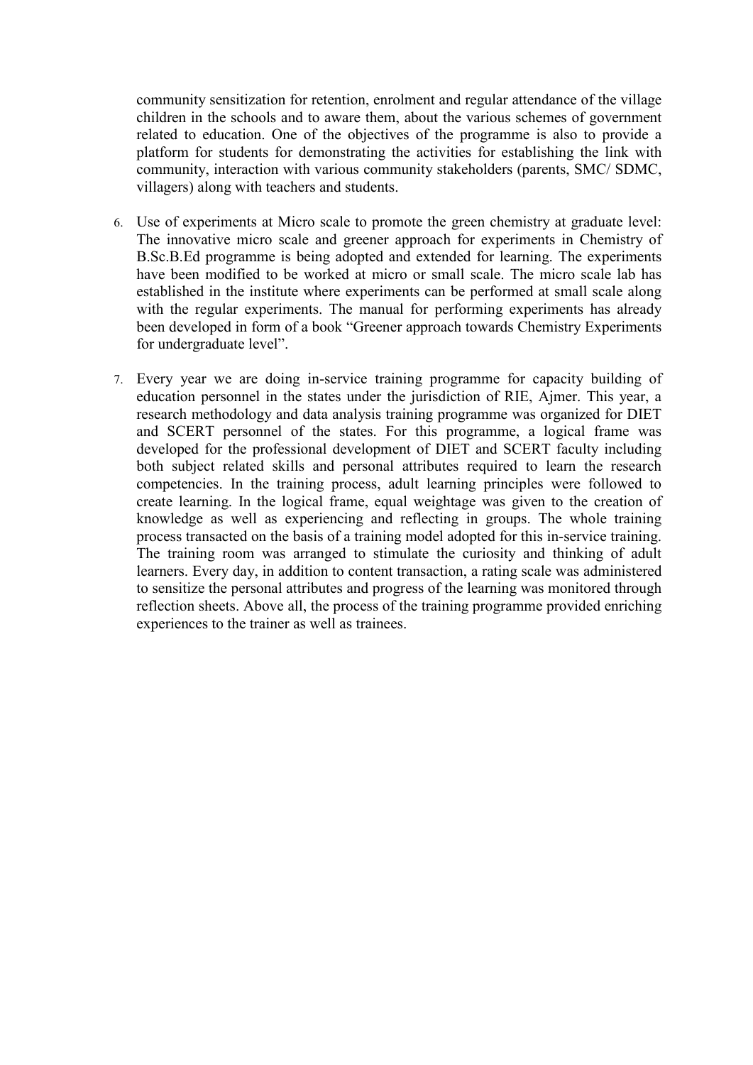community sensitization for retention, enrolment and regular attendance of the village children in the schools and to aware them, about the various schemes of government related to education. One of the objectives of the programme is also to provide a platform for students for demonstrating the activities for establishing the link with community, interaction with various community stakeholders (parents, SMC/ SDMC, villagers) along with teachers and students.

6. Use of experiments at Micro scale to promote the green chemistry at graduate level: The innovative micro scale and greener approach for experiments in Chemistry of B.Sc.B.Ed programme is being adopted and extended for learning. The experiments have been modified to be worked at micro or small scale. The micro scale lab has established in the institute where experiments can be performed at small scale along with the regular experiments. The manual for performing experiments has already been developed in form of a book "Greener approach towards Chemistry Experiments for undergraduate level".

7. Every year we are doing in-service training programme for capacity building of education personnel in the states under the jurisdiction of RIE, Ajmer. This year, a research methodology and data analysis training programme was organized for DIET and SCERT personnel of the states. For this programme, a logical frame was developed for the professional development of DIET and SCERT faculty including both subject related skills and personal attributes required to learn the research competencies. In the training process, adult learning principles were followed to create learning. In the logical frame, equal weightage was given to the creation of knowledge as well as experiencing and reflecting in groups. The whole training process transacted on the basis of a training model adopted for this in-service training. The training room was arranged to stimulate the curiosity and thinking of adult learners. Every day, in addition to content transaction, a rating scale was administered to sensitize the personal attributes and progress of the learning was monitored through reflection sheets. Above all, the process of the training programme provided enriching experiences to the trainer as well as trainees.